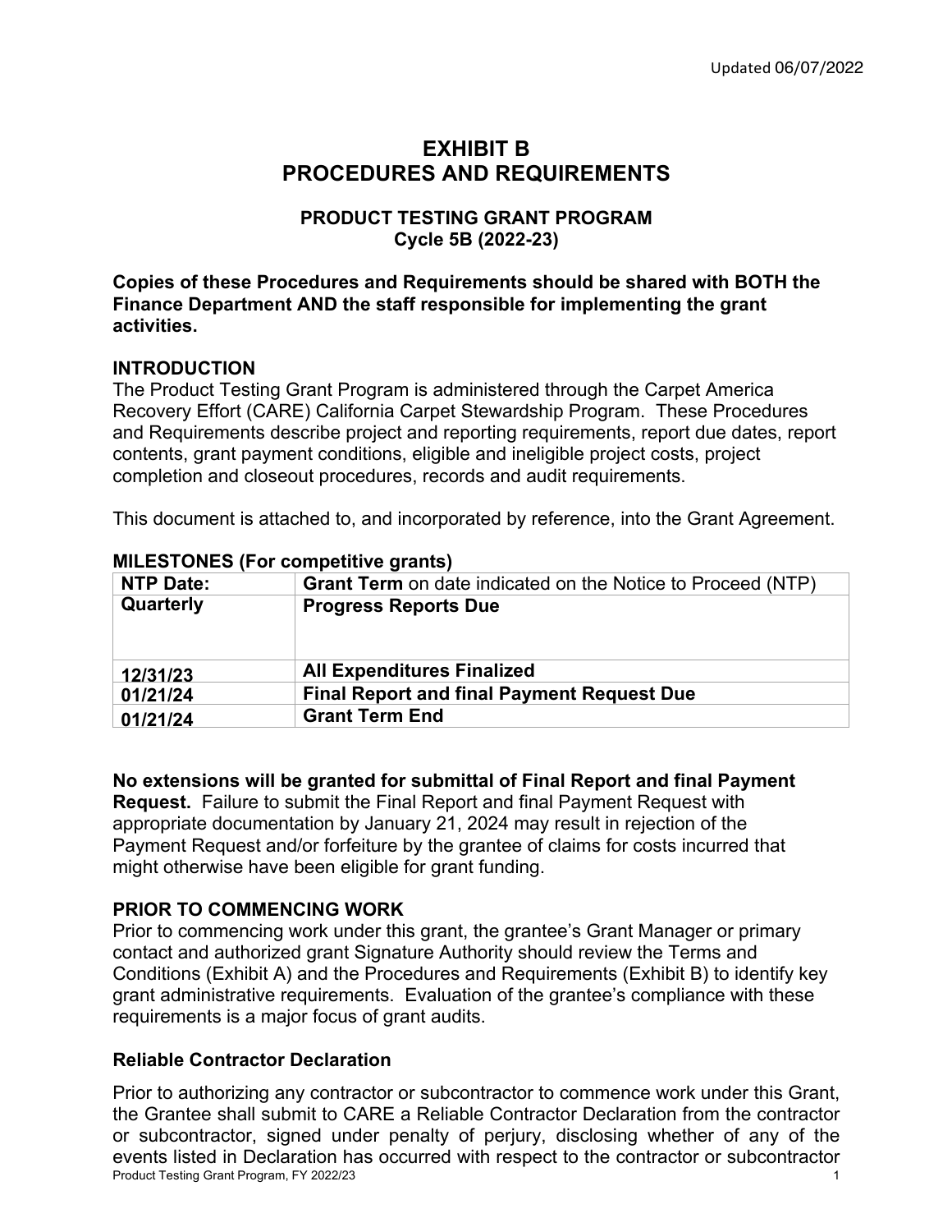Updated 06/07/2022

# EXHIBIT B
# PROCEDURES AND REQUIREMENTS

## PRODUCT TESTING GRANT PROGRAM
## Cycle 5B (2022-23)

**Copies of these Procedures and Requirements should be shared with BOTH the Finance Department AND the staff responsible for implementing the grant activities.**

### INTRODUCTION

The Product Testing Grant Program is administered through the Carpet America Recovery Effort (CARE) California Carpet Stewardship Program. These Procedures and Requirements describe project and reporting requirements, report due dates, report contents, grant payment conditions, eligible and ineligible project costs, project completion and closeout procedures, records and audit requirements.

This document is attached to, and incorporated by reference, into the Grant Agreement.

### MILESTONES (For competitive grants)

| NTP Date: | **Grant Term** on date indicated on the Notice to Proceed (NTP) |
|---|---|
| **Quarterly** | **Progress Reports Due** |
| **12/31/23** | **All Expenditures Finalized** |
| **01/21/24** | **Final Report and final Payment Request Due** |
| **01/21/24** | **Grant Term End** |

**No extensions will be granted for submittal of Final Report and final Payment Request.** Failure to submit the Final Report and final Payment Request with appropriate documentation by January 21, 2024 may result in rejection of the Payment Request and/or forfeiture by the grantee of claims for costs incurred that might otherwise have been eligible for grant funding.

### PRIOR TO COMMENCING WORK

Prior to commencing work under this grant, the grantee's Grant Manager or primary contact and authorized grant Signature Authority should review the Terms and Conditions (Exhibit A) and the Procedures and Requirements (Exhibit B) to identify key grant administrative requirements. Evaluation of the grantee's compliance with these requirements is a major focus of grant audits.

### Reliable Contractor Declaration

Prior to authorizing any contractor or subcontractor to commence work under this Grant, the Grantee shall submit to CARE a Reliable Contractor Declaration from the contractor or subcontractor, signed under penalty of perjury, disclosing whether of any of the events listed in Declaration has occurred with respect to the contractor or subcontractor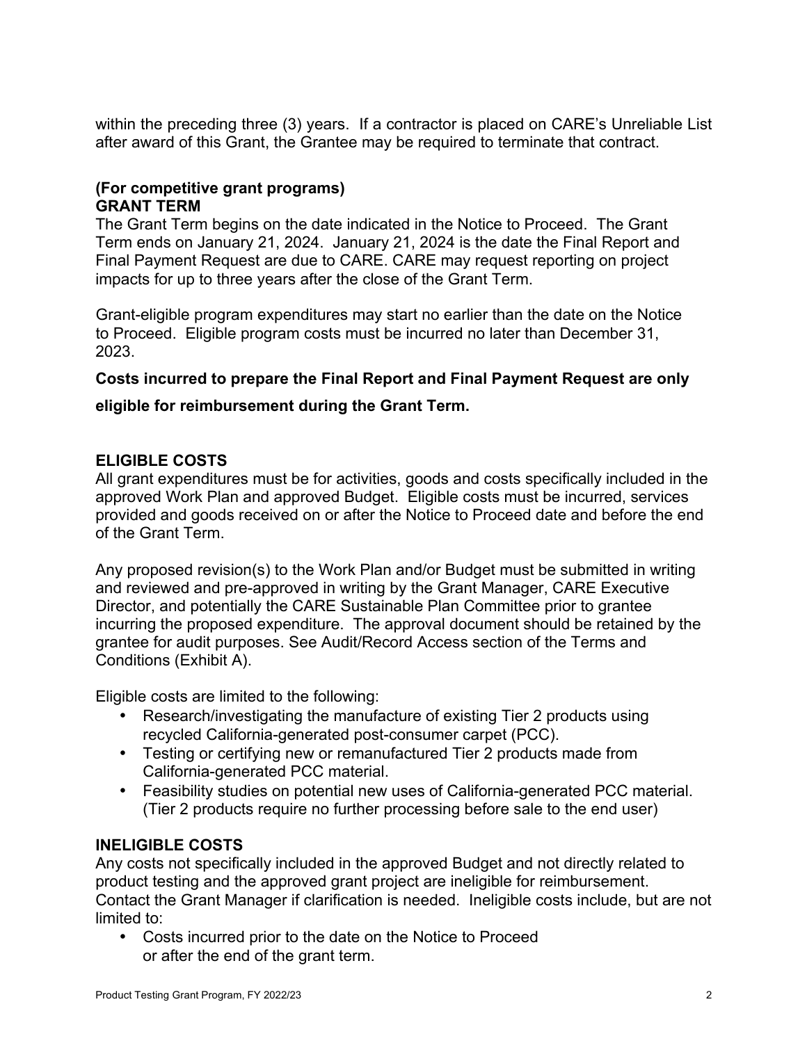within the preceding three (3) years. If a contractor is placed on CARE's Unreliable List after award of this Grant, the Grantee may be required to terminate that contract.

**(For competitive grant programs)**
**GRANT TERM**

The Grant Term begins on the date indicated in the Notice to Proceed. The Grant Term ends on January 21, 2024. January 21, 2024 is the date the Final Report and Final Payment Request are due to CARE. CARE may request reporting on project impacts for up to three years after the close of the Grant Term.

Grant-eligible program expenditures may start no earlier than the date on the Notice to Proceed. Eligible program costs must be incurred no later than December 31, 2023.

**Costs incurred to prepare the Final Report and Final Payment Request are only eligible for reimbursement during the Grant Term.**

**ELIGIBLE COSTS**

All grant expenditures must be for activities, goods and costs specifically included in the approved Work Plan and approved Budget. Eligible costs must be incurred, services provided and goods received on or after the Notice to Proceed date and before the end of the Grant Term.

Any proposed revision(s) to the Work Plan and/or Budget must be submitted in writing and reviewed and pre-approved in writing by the Grant Manager, CARE Executive Director, and potentially the CARE Sustainable Plan Committee prior to grantee incurring the proposed expenditure. The approval document should be retained by the grantee for audit purposes. See Audit/Record Access section of the Terms and Conditions (Exhibit A).

Eligible costs are limited to the following:

- Research/investigating the manufacture of existing Tier 2 products using recycled California-generated post-consumer carpet (PCC).
- Testing or certifying new or remanufactured Tier 2 products made from California-generated PCC material.
- Feasibility studies on potential new uses of California-generated PCC material. (Tier 2 products require no further processing before sale to the end user)

**INELIGIBLE COSTS**

Any costs not specifically included in the approved Budget and not directly related to product testing and the approved grant project are ineligible for reimbursement. Contact the Grant Manager if clarification is needed. Ineligible costs include, but are not limited to:

- Costs incurred prior to the date on the Notice to Proceed or after the end of the grant term.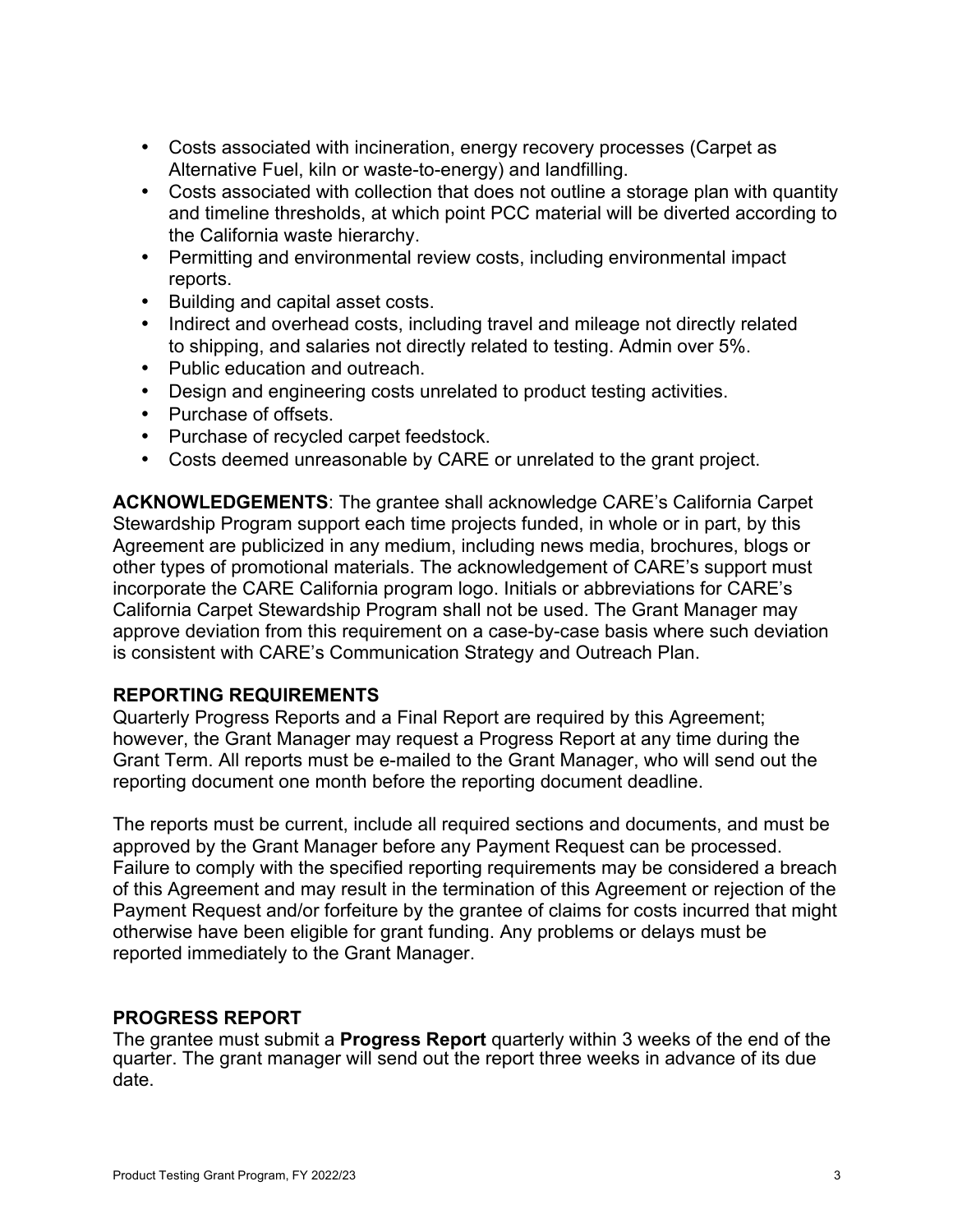- Costs associated with incineration, energy recovery processes (Carpet as Alternative Fuel, kiln or waste-to-energy) and landfilling.
- Costs associated with collection that does not outline a storage plan with quantity and timeline thresholds, at which point PCC material will be diverted according to the California waste hierarchy.
- Permitting and environmental review costs, including environmental impact reports.
- Building and capital asset costs.
- Indirect and overhead costs, including travel and mileage not directly related to shipping, and salaries not directly related to testing. Admin over 5%.
- Public education and outreach.
- Design and engineering costs unrelated to product testing activities.
- Purchase of offsets.
- Purchase of recycled carpet feedstock.
- Costs deemed unreasonable by CARE or unrelated to the grant project.

**ACKNOWLEDGEMENTS**: The grantee shall acknowledge CARE's California Carpet Stewardship Program support each time projects funded, in whole or in part, by this Agreement are publicized in any medium, including news media, brochures, blogs or other types of promotional materials. The acknowledgement of CARE's support must incorporate the CARE California program logo. Initials or abbreviations for CARE's California Carpet Stewardship Program shall not be used. The Grant Manager may approve deviation from this requirement on a case-by-case basis where such deviation is consistent with CARE's Communication Strategy and Outreach Plan.

**REPORTING REQUIREMENTS**

Quarterly Progress Reports and a Final Report are required by this Agreement; however, the Grant Manager may request a Progress Report at any time during the Grant Term. All reports must be e-mailed to the Grant Manager, who will send out the reporting document one month before the reporting document deadline.

The reports must be current, include all required sections and documents, and must be approved by the Grant Manager before any Payment Request can be processed. Failure to comply with the specified reporting requirements may be considered a breach of this Agreement and may result in the termination of this Agreement or rejection of the Payment Request and/or forfeiture by the grantee of claims for costs incurred that might otherwise have been eligible for grant funding. Any problems or delays must be reported immediately to the Grant Manager.

**PROGRESS REPORT**

The grantee must submit a **Progress Report** quarterly within 3 weeks of the end of the quarter. The grant manager will send out the report three weeks in advance of its due date.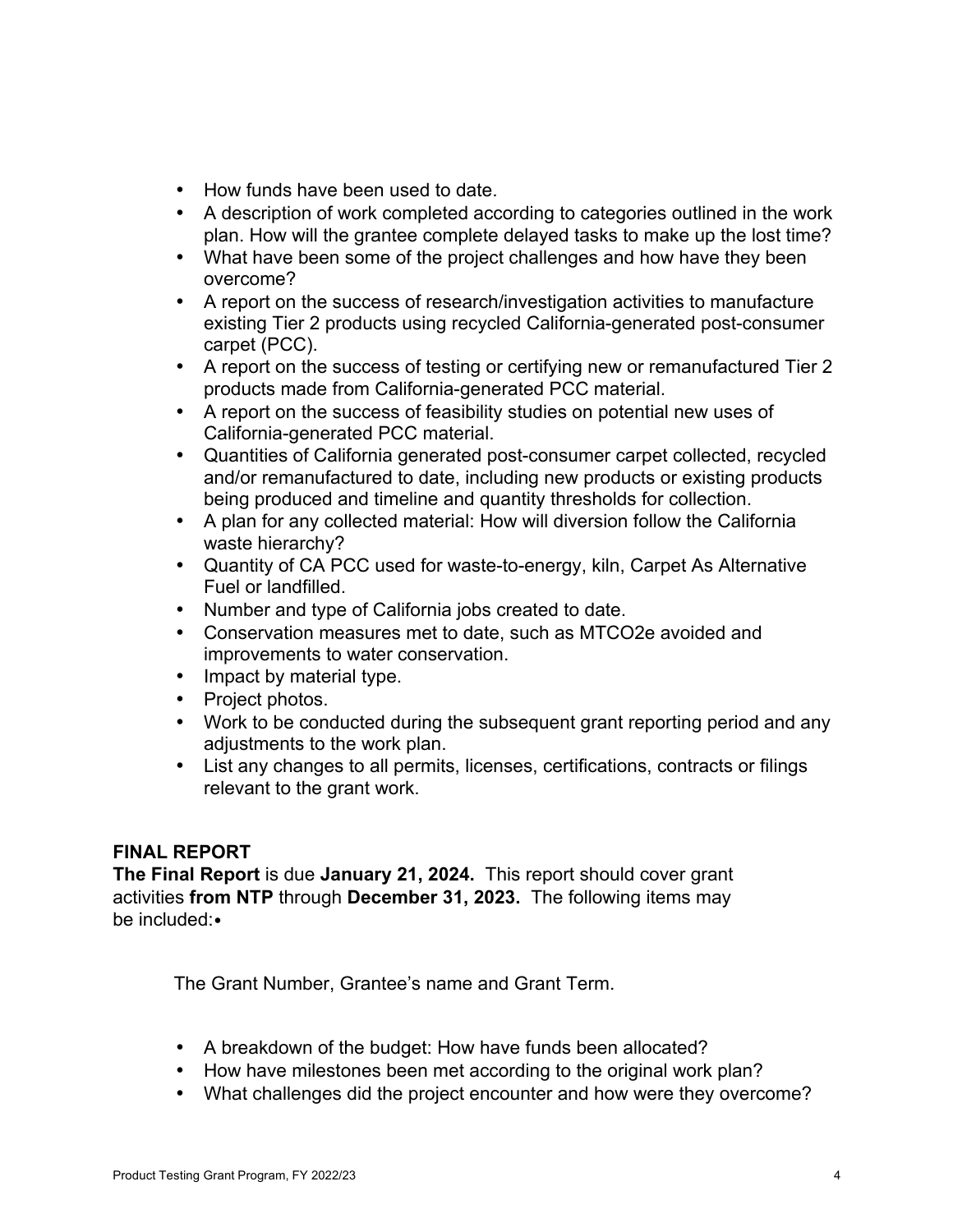- How funds have been used to date.
- A description of work completed according to categories outlined in the work plan. How will the grantee complete delayed tasks to make up the lost time?
- What have been some of the project challenges and how have they been overcome?
- A report on the success of research/investigation activities to manufacture existing Tier 2 products using recycled California-generated post-consumer carpet (PCC).
- A report on the success of testing or certifying new or remanufactured Tier 2 products made from California-generated PCC material.
- A report on the success of feasibility studies on potential new uses of California-generated PCC material.
- Quantities of California generated post-consumer carpet collected, recycled and/or remanufactured to date, including new products or existing products being produced and timeline and quantity thresholds for collection.
- A plan for any collected material: How will diversion follow the California waste hierarchy?
- Quantity of CA PCC used for waste-to-energy, kiln, Carpet As Alternative Fuel or landfilled.
- Number and type of California jobs created to date.
- Conservation measures met to date, such as MTCO2e avoided and improvements to water conservation.
- Impact by material type.
- Project photos.
- Work to be conducted during the subsequent grant reporting period and any adjustments to the work plan.
- List any changes to all permits, licenses, certifications, contracts or filings relevant to the grant work.

**FINAL REPORT**

**The Final Report** is due **January 21, 2024.** This report should cover grant activities **from NTP** through **December 31, 2023.** The following items may be included:

- The Grant Number, Grantee's name and Grant Term.
- A breakdown of the budget: How have funds been allocated?
- How have milestones been met according to the original work plan?
- What challenges did the project encounter and how were they overcome?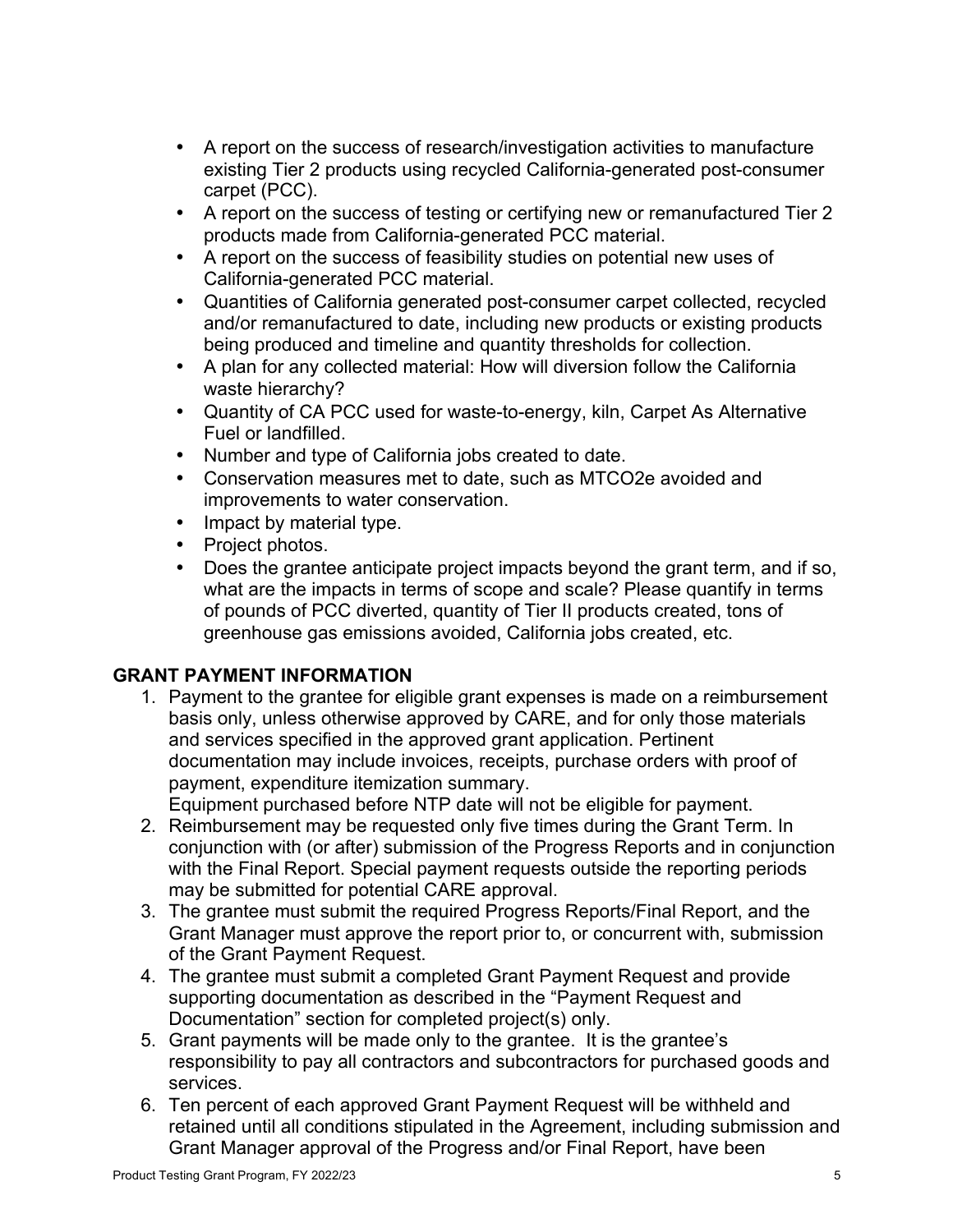- A report on the success of research/investigation activities to manufacture existing Tier 2 products using recycled California-generated post-consumer carpet (PCC).
- A report on the success of testing or certifying new or remanufactured Tier 2 products made from California-generated PCC material.
- A report on the success of feasibility studies on potential new uses of California-generated PCC material.
- Quantities of California generated post-consumer carpet collected, recycled and/or remanufactured to date, including new products or existing products being produced and timeline and quantity thresholds for collection.
- A plan for any collected material: How will diversion follow the California waste hierarchy?
- Quantity of CA PCC used for waste-to-energy, kiln, Carpet As Alternative Fuel or landfilled.
- Number and type of California jobs created to date.
- Conservation measures met to date, such as MTCO2e avoided and improvements to water conservation.
- Impact by material type.
- Project photos.
- Does the grantee anticipate project impacts beyond the grant term, and if so, what are the impacts in terms of scope and scale? Please quantify in terms of pounds of PCC diverted, quantity of Tier II products created, tons of greenhouse gas emissions avoided, California jobs created, etc.

## GRANT PAYMENT INFORMATION

1. Payment to the grantee for eligible grant expenses is made on a reimbursement basis only, unless otherwise approved by CARE, and for only those materials and services specified in the approved grant application. Pertinent documentation may include invoices, receipts, purchase orders with proof of payment, expenditure itemization summary.
   Equipment purchased before NTP date will not be eligible for payment.
2. Reimbursement may be requested only five times during the Grant Term. In conjunction with (or after) submission of the Progress Reports and in conjunction with the Final Report. Special payment requests outside the reporting periods may be submitted for potential CARE approval.
3. The grantee must submit the required Progress Reports/Final Report, and the Grant Manager must approve the report prior to, or concurrent with, submission of the Grant Payment Request.
4. The grantee must submit a completed Grant Payment Request and provide supporting documentation as described in the "Payment Request and Documentation" section for completed project(s) only.
5. Grant payments will be made only to the grantee. It is the grantee's responsibility to pay all contractors and subcontractors for purchased goods and services.
6. Ten percent of each approved Grant Payment Request will be withheld and retained until all conditions stipulated in the Agreement, including submission and Grant Manager approval of the Progress and/or Final Report, have been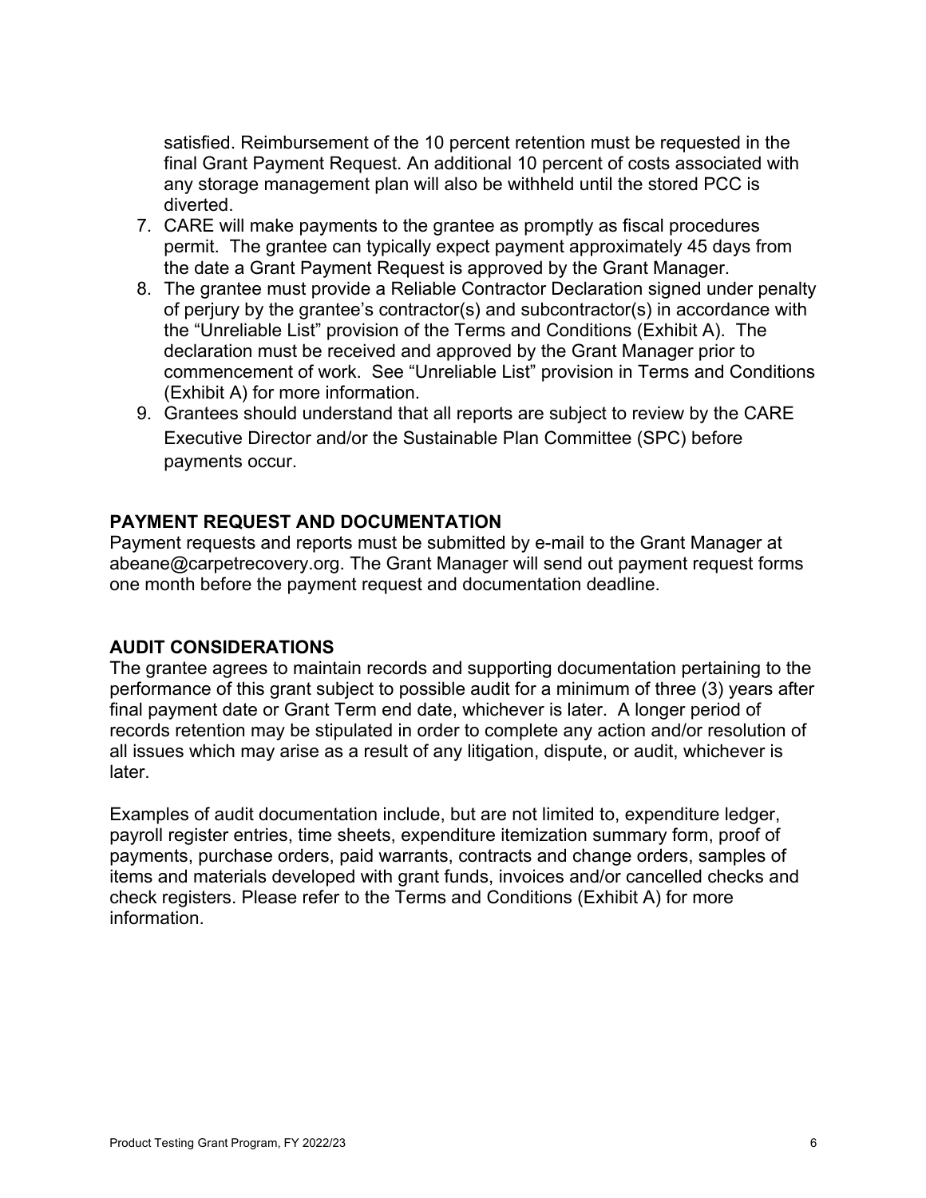satisfied. Reimbursement of the 10 percent retention must be requested in the final Grant Payment Request. An additional 10 percent of costs associated with any storage management plan will also be withheld until the stored PCC is diverted.

7. CARE will make payments to the grantee as promptly as fiscal procedures permit. The grantee can typically expect payment approximately 45 days from the date a Grant Payment Request is approved by the Grant Manager.
8. The grantee must provide a Reliable Contractor Declaration signed under penalty of perjury by the grantee's contractor(s) and subcontractor(s) in accordance with the "Unreliable List" provision of the Terms and Conditions (Exhibit A). The declaration must be received and approved by the Grant Manager prior to commencement of work. See "Unreliable List" provision in Terms and Conditions (Exhibit A) for more information.
9. Grantees should understand that all reports are subject to review by the CARE Executive Director and/or the Sustainable Plan Committee (SPC) before payments occur.

## PAYMENT REQUEST AND DOCUMENTATION

Payment requests and reports must be submitted by e-mail to the Grant Manager at abeane@carpetrecovery.org. The Grant Manager will send out payment request forms one month before the payment request and documentation deadline.

## AUDIT CONSIDERATIONS

The grantee agrees to maintain records and supporting documentation pertaining to the performance of this grant subject to possible audit for a minimum of three (3) years after final payment date or Grant Term end date, whichever is later. A longer period of records retention may be stipulated in order to complete any action and/or resolution of all issues which may arise as a result of any litigation, dispute, or audit, whichever is later.

Examples of audit documentation include, but are not limited to, expenditure ledger, payroll register entries, time sheets, expenditure itemization summary form, proof of payments, purchase orders, paid warrants, contracts and change orders, samples of items and materials developed with grant funds, invoices and/or cancelled checks and check registers. Please refer to the Terms and Conditions (Exhibit A) for more information.